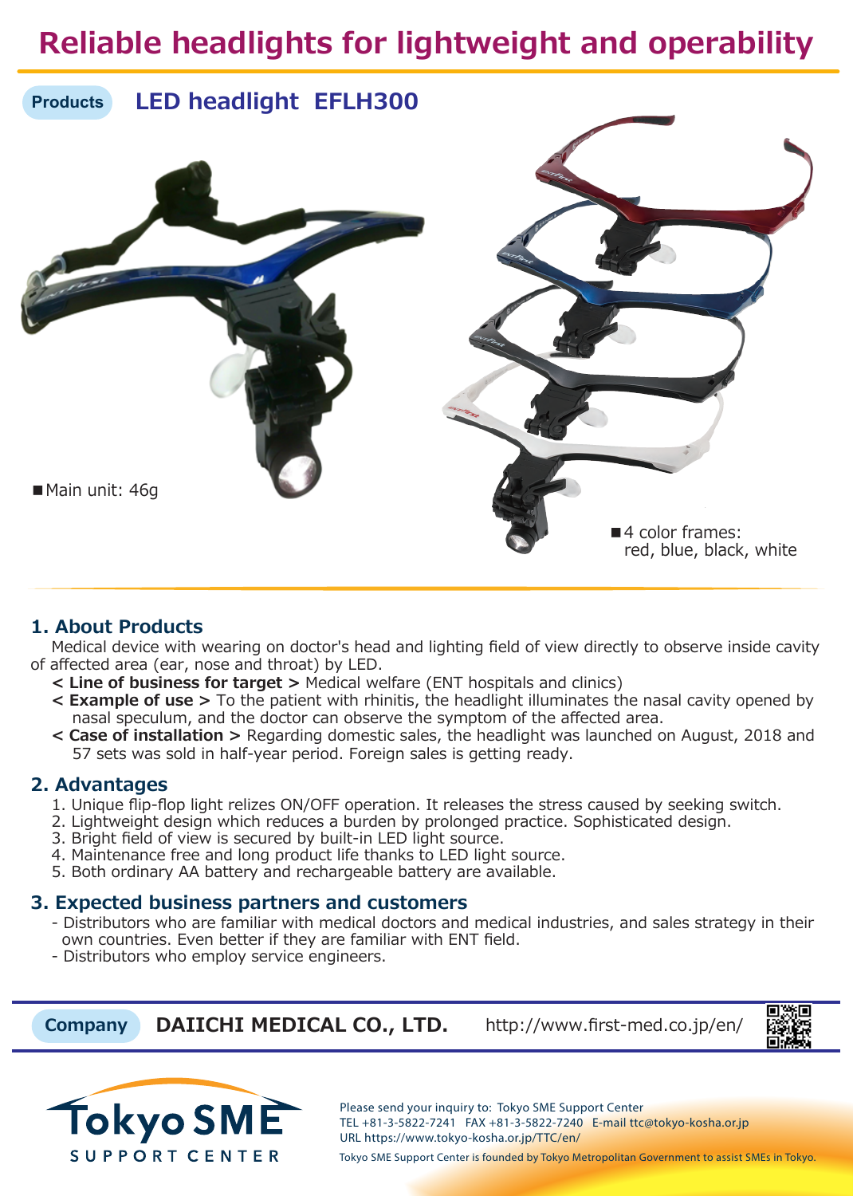# Reliable headlights for lightweight and operability

**Products** **LED headlight EFLH300**

■Main unit: 46g

■4 color frames: red, blue, black, white

## 1. About Products

Medical device with wearing on doctor's head and lighting field of view directly to observe inside cavity of affected area (ear, nose and throat) by LED.

- **< Line of business for target >** Medical welfare (ENT hospitals and clinics)
- **< Example of use >** To the patient with rhinitis, the headlight illuminates the nasal cavity opened by nasal speculum, and the doctor can observe the symptom of the affected area.
- **< Case of installation >** Regarding domestic sales, the headlight was launched on August, 2018 and 57 sets was sold in half-year period. Foreign sales is getting ready.

## 2. Advantages

1. Unique flip-flop light relizes ON/OFF operation. It releases the stress caused by seeking switch.
2. Lightweight design which reduces a burden by prolonged practice. Sophisticated design.
3. Bright field of view is secured by built-in LED light source.
4. Maintenance free and long product life thanks to LED light source.
5. Both ordinary AA battery and rechargeable battery are available.

## 3. Expected business partners and customers

- Distributors who are familiar with medical doctors and medical industries, and sales strategy in their own countries. Even better if they are familiar with ENT field.
- Distributors who employ service engineers.

**Company** **DAIICHI MEDICAL CO., LTD.** http://www.first-med.co.jp/en/

Tokyo SME SUPPORT CENTER

Please send your inquiry to: Tokyo SME Support Center
TEL +81-3-5822-7241 FAX +81-3-5822-7240 E-mail ttc@tokyo-kosha.or.jp
URL https://www.tokyo-kosha.or.jp/TTC/en/

Tokyo SME Support Center is founded by Tokyo Metropolitan Government to assist SMEs in Tokyo.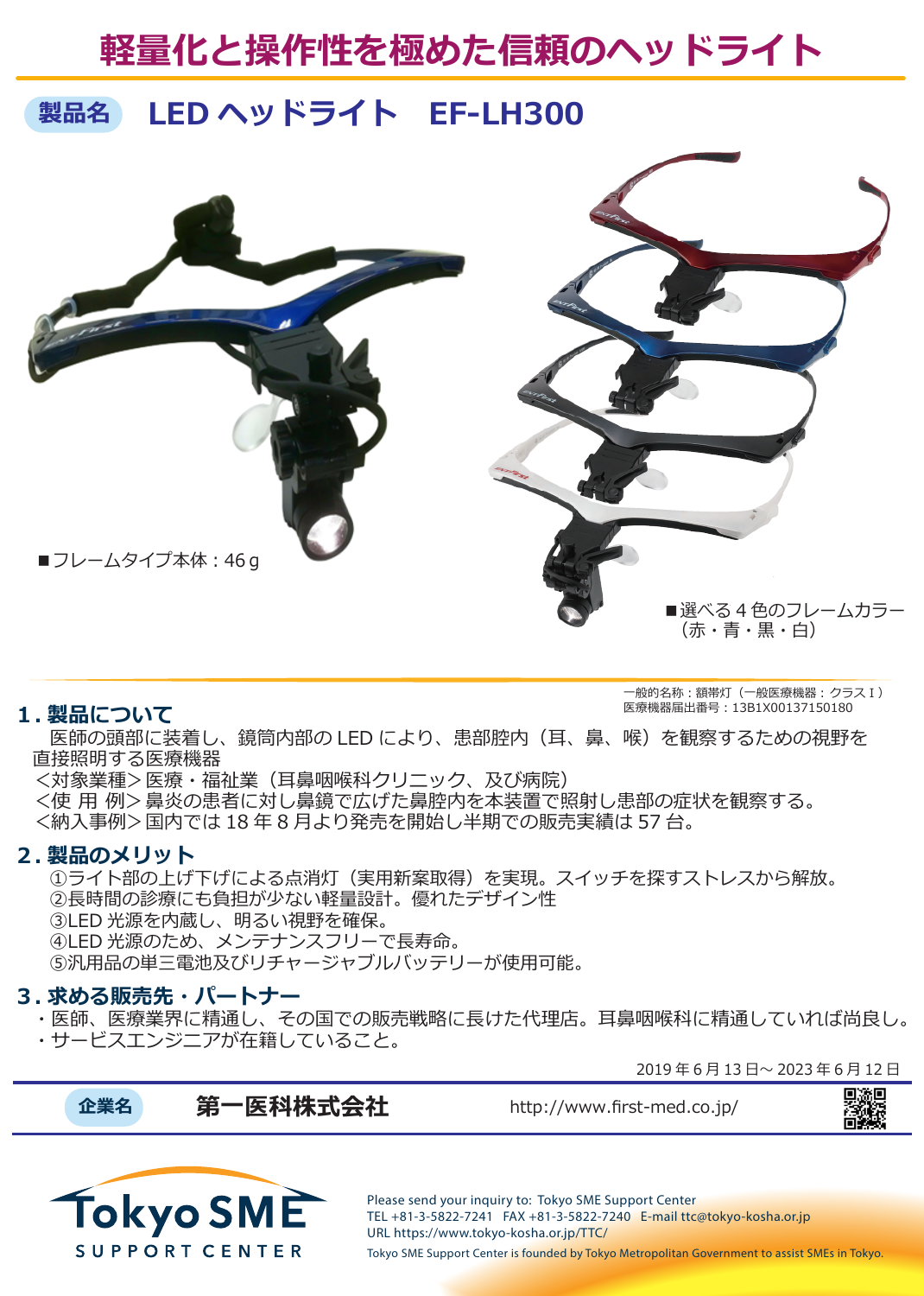# 軽量化と操作性を極めた信頼のヘッドライト

**製品名** LEDヘッドライト　EF-LH300

■フレームタイプ本体：46ｇ

■選べる４色のフレームカラー（赤・青・黒・白）

一般的名称：額帯灯（一般医療機器：クラスⅠ）
医療機器届出番号：13B1X00137150180

## 1. 製品について

医師の頭部に装着し、鏡筒内部のLEDにより、患部腔内（耳、鼻、喉）を観察するための視野を直接照明する医療機器

＜対象業種＞医療・福祉業（耳鼻咽喉科クリニック、及び病院）
＜使 用 例＞鼻炎の患者に対し鼻鏡で広げた鼻腔内を本装置で照射し患部の症状を観察する。
＜納入事例＞国内では18年8月より発売を開始し半期での販売実績は57台。

## 2. 製品のメリット

①ライト部の上げ下げによる点消灯（実用新案取得）を実現。スイッチを探すストレスから解放。
②長時間の診療にも負担が少ない軽量設計。優れたデザイン性
③LED光源を内蔵し、明るい視野を確保。
④LED光源のため、メンテナンスフリーで長寿命。
⑤汎用品の単三電池及びリチャージャブルバッテリーが使用可能。

## 3. 求める販売先・パートナー

・医師、医療業界に精通し、その国での販売戦略に長けた代理店。耳鼻咽喉科に精通していれば尚良し。
・サービスエンジニアが在籍していること。

2019年6月13日～2023年6月12日

**企業名** 第一医科株式会社　http://www.first-med.co.jp/

Tokyo SME SUPPORT CENTER

Please send your inquiry to: Tokyo SME Support Center
TEL +81-3-5822-7241　FAX +81-3-5822-7240　E-mail ttc@tokyo-kosha.or.jp
URL https://www.tokyo-kosha.or.jp/TTC/
Tokyo SME Support Center is founded by Tokyo Metropolitan Government to assist SMEs in Tokyo.